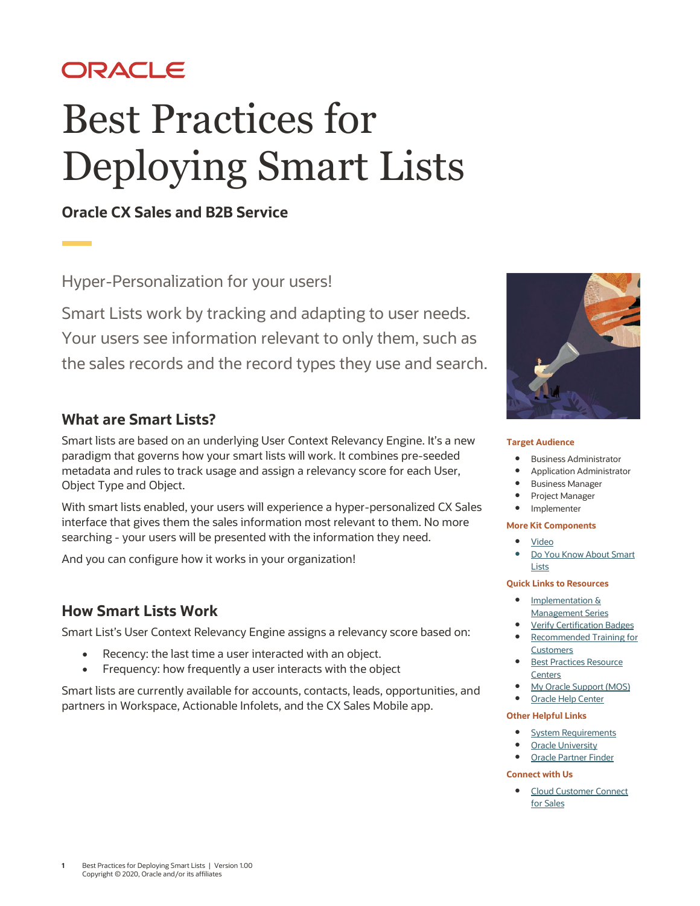ORACLE

# Best Practices for Deploying Smart Lists

**Oracle CX Sales and B2B Service**

Hyper-Personalization for your users!

Smart Lists work by tracking and adapting to user needs. Your users see information relevant to only them, such as the sales records and the record types they use and search.

## What are Smart Lists?

Smart lists are based on an underlying User Context Relevancy Engine. It's a new paradigm that governs how your smart lists will work. It combines pre-seeded metadata and rules to track usage and assign a relevancy score for each User, Object Type and Object.

With smart lists enabled, your users will experience a hyper-personalized CX Sales interface that gives them the sales information most relevant to them. No more searching - your users will be presented with the information they need.

And you can configure how it works in your organization!

## How Smart Lists Work

Smart List's User Context Relevancy Engine assigns a relevancy score based on:

- Recency: the last time a user interacted with an object.
- Frequency: how frequently a user interacts with the object

Smart lists are currently available for accounts, contacts, leads, opportunities, and partners in Workspace, Actionable Infolets, and the CX Sales Mobile app.

**Target Audience**

- Business Administrator
- Application Administrator
- Business Manager
- Project Manager
- Implementer

**More Kit Components**

- Video
- Do You Know About Smart Lists

**Quick Links to Resources**

- Implementation & Management Series
- Verify Certification Badges
- Recommended Training for Customers
- Best Practices Resource Centers
- My Oracle Support (MOS)
- Oracle Help Center

**Other Helpful Links**

- System Requirements
- Oracle University
- Oracle Partner Finder

**Connect with Us**

- Cloud Customer Connect for Sales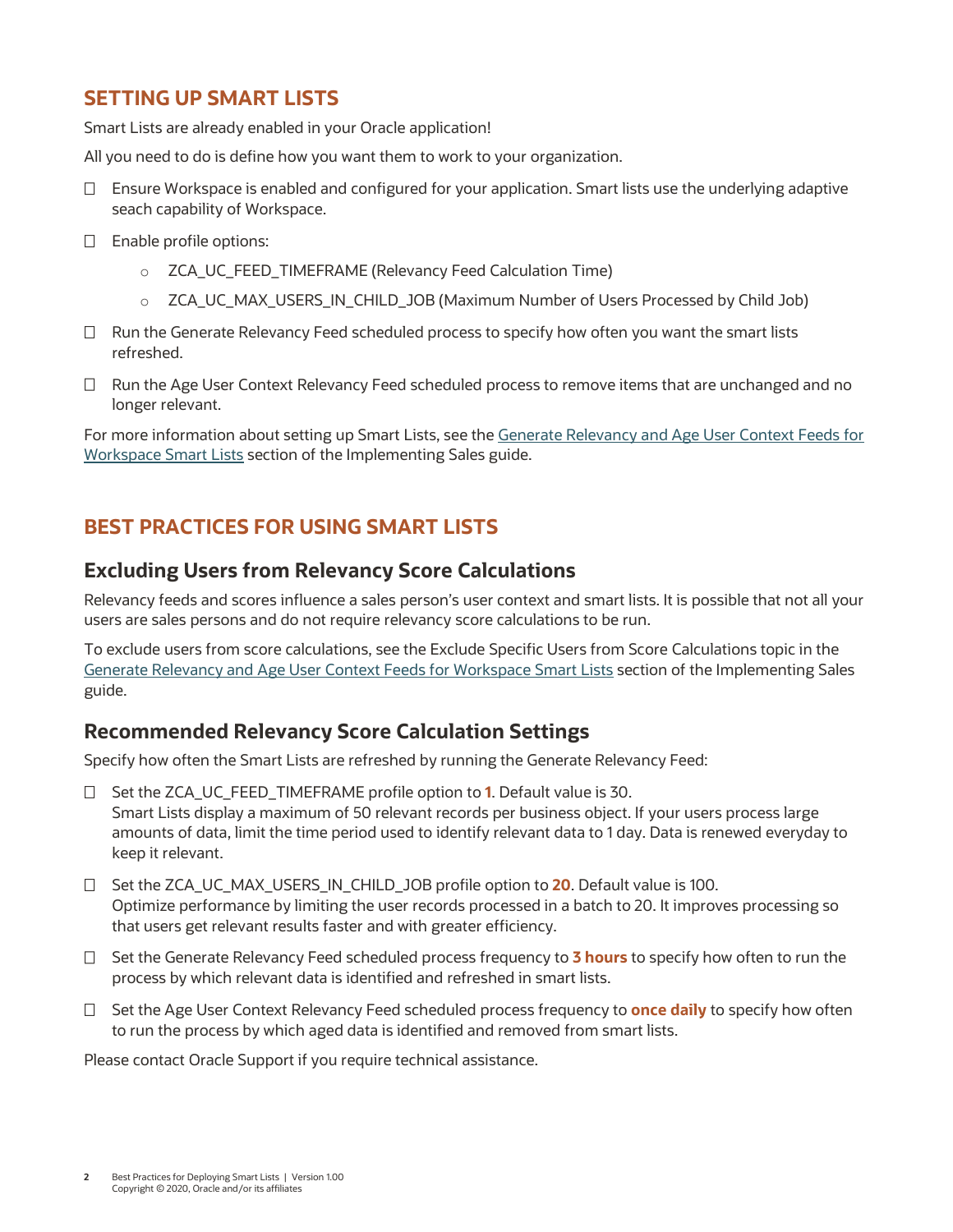## SETTING UP SMART LISTS

Smart Lists are already enabled in your Oracle application!

All you need to do is define how you want them to work to your organization.

- ☐ Ensure Workspace is enabled and configured for your application. Smart lists use the underlying adaptive seach capability of Workspace.
- ☐ Enable profile options:
  - ZCA_UC_FEED_TIMEFRAME (Relevancy Feed Calculation Time)
  - ZCA_UC_MAX_USERS_IN_CHILD_JOB (Maximum Number of Users Processed by Child Job)
- ☐ Run the Generate Relevancy Feed scheduled process to specify how often you want the smart lists refreshed.
- ☐ Run the Age User Context Relevancy Feed scheduled process to remove items that are unchanged and no longer relevant.

For more information about setting up Smart Lists, see the Generate Relevancy and Age User Context Feeds for Workspace Smart Lists section of the Implementing Sales guide.

## BEST PRACTICES FOR USING SMART LISTS

### Excluding Users from Relevancy Score Calculations

Relevancy feeds and scores influence a sales person's user context and smart lists. It is possible that not all your users are sales persons and do not require relevancy score calculations to be run.

To exclude users from score calculations, see the Exclude Specific Users from Score Calculations topic in the Generate Relevancy and Age User Context Feeds for Workspace Smart Lists section of the Implementing Sales guide.

### Recommended Relevancy Score Calculation Settings

Specify how often the Smart Lists are refreshed by running the Generate Relevancy Feed:

- ☐ Set the ZCA_UC_FEED_TIMEFRAME profile option to **1**. Default value is 30.
  Smart Lists display a maximum of 50 relevant records per business object. If your users process large amounts of data, limit the time period used to identify relevant data to 1 day. Data is renewed everyday to keep it relevant.
- ☐ Set the ZCA_UC_MAX_USERS_IN_CHILD_JOB profile option to **20**. Default value is 100.
  Optimize performance by limiting the user records processed in a batch to 20. It improves processing so that users get relevant results faster and with greater efficiency.
- ☐ Set the Generate Relevancy Feed scheduled process frequency to **3 hours** to specify how often to run the process by which relevant data is identified and refreshed in smart lists.
- ☐ Set the Age User Context Relevancy Feed scheduled process frequency to **once daily** to specify how often to run the process by which aged data is identified and removed from smart lists.

Please contact Oracle Support if you require technical assistance.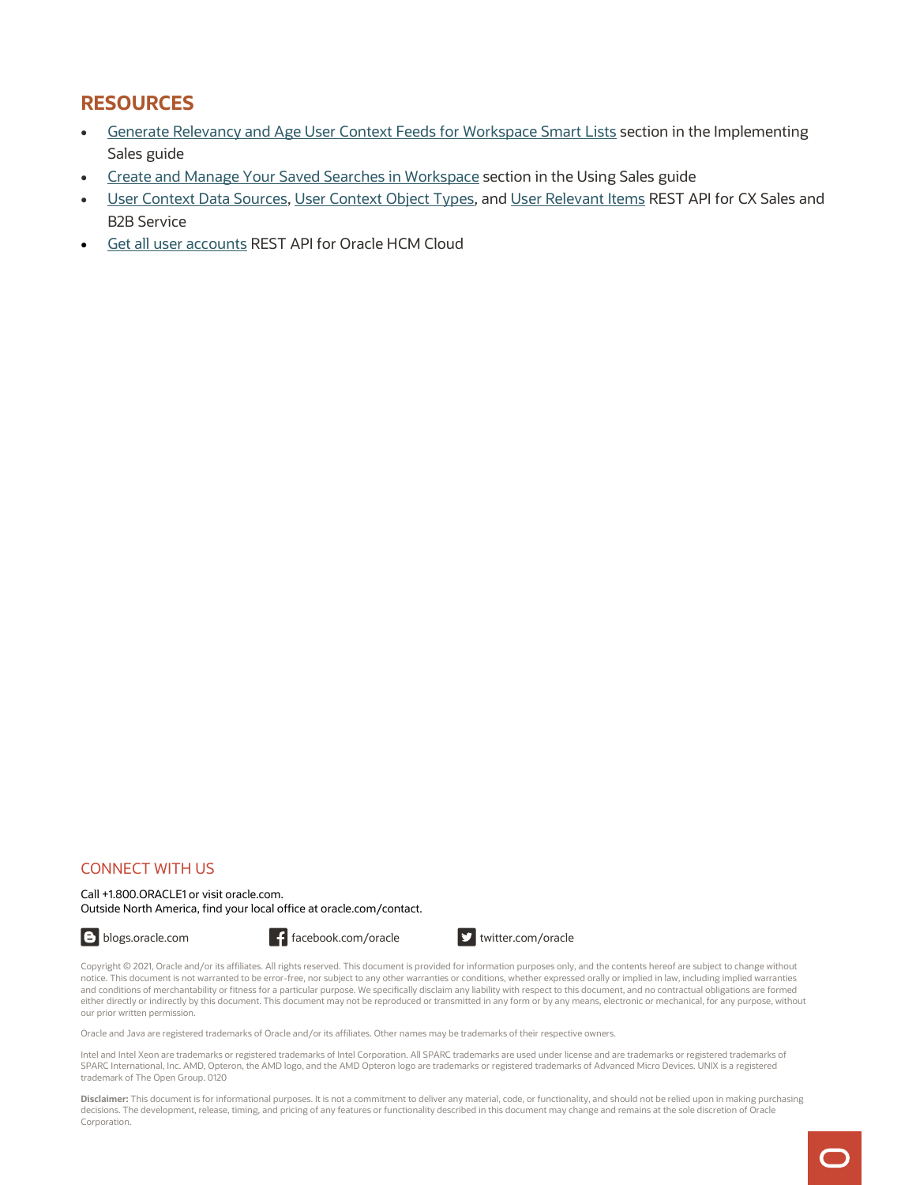## RESOURCES

- Generate Relevancy and Age User Context Feeds for Workspace Smart Lists section in the Implementing Sales guide
- Create and Manage Your Saved Searches in Workspace section in the Using Sales guide
- User Context Data Sources, User Context Object Types, and User Relevant Items REST API for CX Sales and B2B Service
- Get all user accounts REST API for Oracle HCM Cloud

## CONNECT WITH US

Call +1.800.ORACLE1 or visit oracle.com.
Outside North America, find your local office at oracle.com/contact.

blogs.oracle.com

facebook.com/oracle

twitter.com/oracle

Copyright © 2021, Oracle and/or its affiliates. All rights reserved. This document is provided for information purposes only, and the contents hereof are subject to change without notice. This document is not warranted to be error-free, nor subject to any other warranties or conditions, whether expressed orally or implied in law, including implied warranties and conditions of merchantability or fitness for a particular purpose. We specifically disclaim any liability with respect to this document, and no contractual obligations are formed either directly or indirectly by this document. This document may not be reproduced or transmitted in any form or by any means, electronic or mechanical, for any purpose, without our prior written permission.

Oracle and Java are registered trademarks of Oracle and/or its affiliates. Other names may be trademarks of their respective owners.

Intel and Intel Xeon are trademarks or registered trademarks of Intel Corporation. All SPARC trademarks are used under license and are trademarks or registered trademarks of SPARC International, Inc. AMD, Opteron, the AMD logo, and the AMD Opteron logo are trademarks or registered trademarks of Advanced Micro Devices. UNIX is a registered trademark of The Open Group. 0120

**Disclaimer:** This document is for informational purposes. It is not a commitment to deliver any material, code, or functionality, and should not be relied upon in making purchasing decisions. The development, release, timing, and pricing of any features or functionality described in this document may change and remains at the sole discretion of Oracle Corporation.